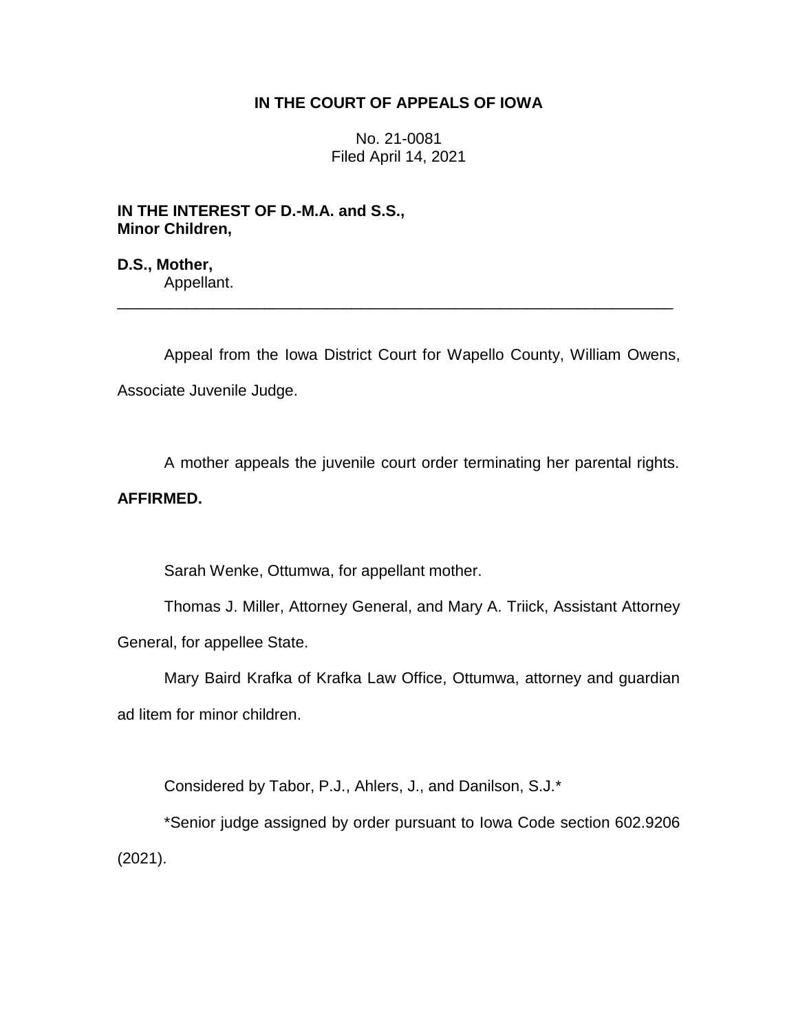# IN THE COURT OF APPEALS OF IOWA

No. 21-0081
Filed April 14, 2021

**IN THE INTEREST OF D.-M.A. and S.S.,**
**Minor Children,**

**D.S., Mother,**
Appellant.

---

Appeal from the Iowa District Court for Wapello County, William Owens, Associate Juvenile Judge.

A mother appeals the juvenile court order terminating her parental rights. **AFFIRMED.**

Sarah Wenke, Ottumwa, for appellant mother.

Thomas J. Miller, Attorney General, and Mary A. Triick, Assistant Attorney General, for appellee State.

Mary Baird Krafka of Krafka Law Office, Ottumwa, attorney and guardian ad litem for minor children.

Considered by Tabor, P.J., Ahlers, J., and Danilson, S.J.*

*Senior judge assigned by order pursuant to Iowa Code section 602.9206 (2021).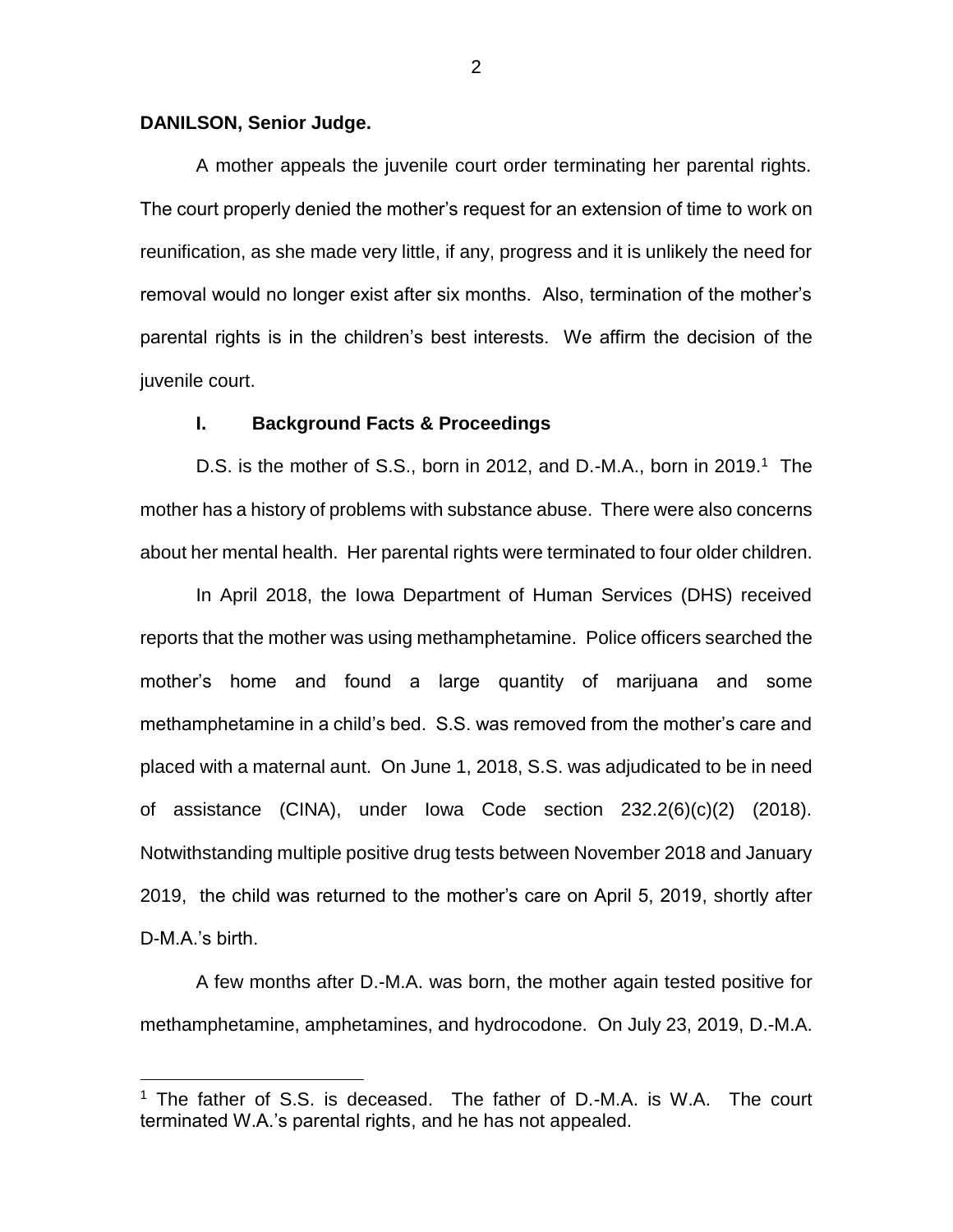**DANILSON, Senior Judge.**

A mother appeals the juvenile court order terminating her parental rights. The court properly denied the mother's request for an extension of time to work on reunification, as she made very little, if any, progress and it is unlikely the need for removal would no longer exist after six months. Also, termination of the mother's parental rights is in the children's best interests. We affirm the decision of the juvenile court.

## I. Background Facts & Proceedings

D.S. is the mother of S.S., born in 2012, and D.-M.A., born in 2019.[1] The mother has a history of problems with substance abuse. There were also concerns about her mental health. Her parental rights were terminated to four older children.

In April 2018, the Iowa Department of Human Services (DHS) received reports that the mother was using methamphetamine. Police officers searched the mother's home and found a large quantity of marijuana and some methamphetamine in a child's bed. S.S. was removed from the mother's care and placed with a maternal aunt. On June 1, 2018, S.S. was adjudicated to be in need of assistance (CINA), under Iowa Code section 232.2(6)(c)(2) (2018). Notwithstanding multiple positive drug tests between November 2018 and January 2019, the child was returned to the mother's care on April 5, 2019, shortly after D-M.A.'s birth.

A few months after D.-M.A. was born, the mother again tested positive for methamphetamine, amphetamines, and hydrocodone. On July 23, 2019, D.-M.A.

---

[1] The father of S.S. is deceased. The father of D.-M.A. is W.A. The court terminated W.A.'s parental rights, and he has not appealed.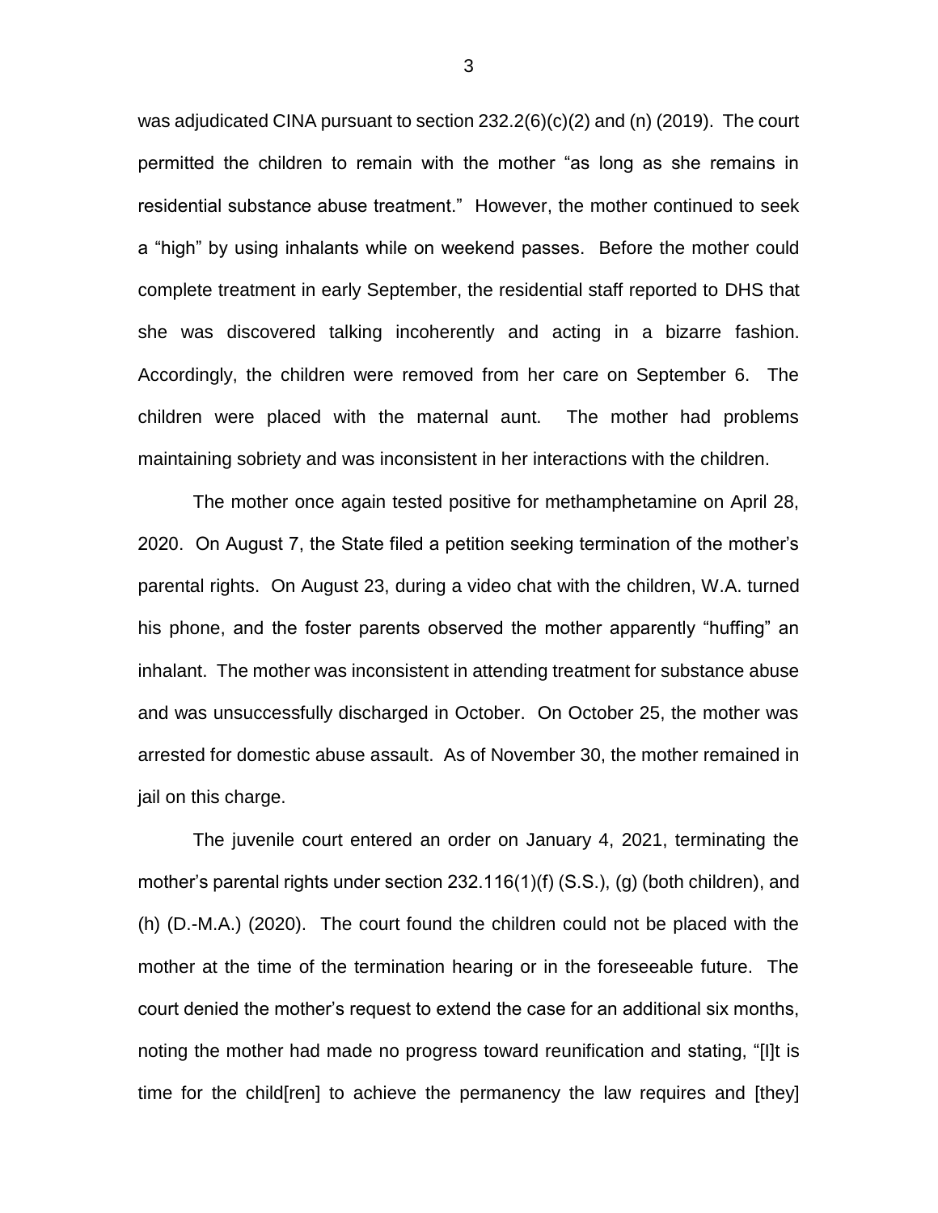was adjudicated CINA pursuant to section 232.2(6)(c)(2) and (n) (2019). The court permitted the children to remain with the mother "as long as she remains in residential substance abuse treatment." However, the mother continued to seek a "high" by using inhalants while on weekend passes. Before the mother could complete treatment in early September, the residential staff reported to DHS that she was discovered talking incoherently and acting in a bizarre fashion. Accordingly, the children were removed from her care on September 6. The children were placed with the maternal aunt. The mother had problems maintaining sobriety and was inconsistent in her interactions with the children.

The mother once again tested positive for methamphetamine on April 28, 2020. On August 7, the State filed a petition seeking termination of the mother's parental rights. On August 23, during a video chat with the children, W.A. turned his phone, and the foster parents observed the mother apparently "huffing" an inhalant. The mother was inconsistent in attending treatment for substance abuse and was unsuccessfully discharged in October. On October 25, the mother was arrested for domestic abuse assault. As of November 30, the mother remained in jail on this charge.

The juvenile court entered an order on January 4, 2021, terminating the mother's parental rights under section 232.116(1)(f) (S.S.), (g) (both children), and (h) (D.-M.A.) (2020). The court found the children could not be placed with the mother at the time of the termination hearing or in the foreseeable future. The court denied the mother's request to extend the case for an additional six months, noting the mother had made no progress toward reunification and stating, "[I]t is time for the child[ren] to achieve the permanency the law requires and [they]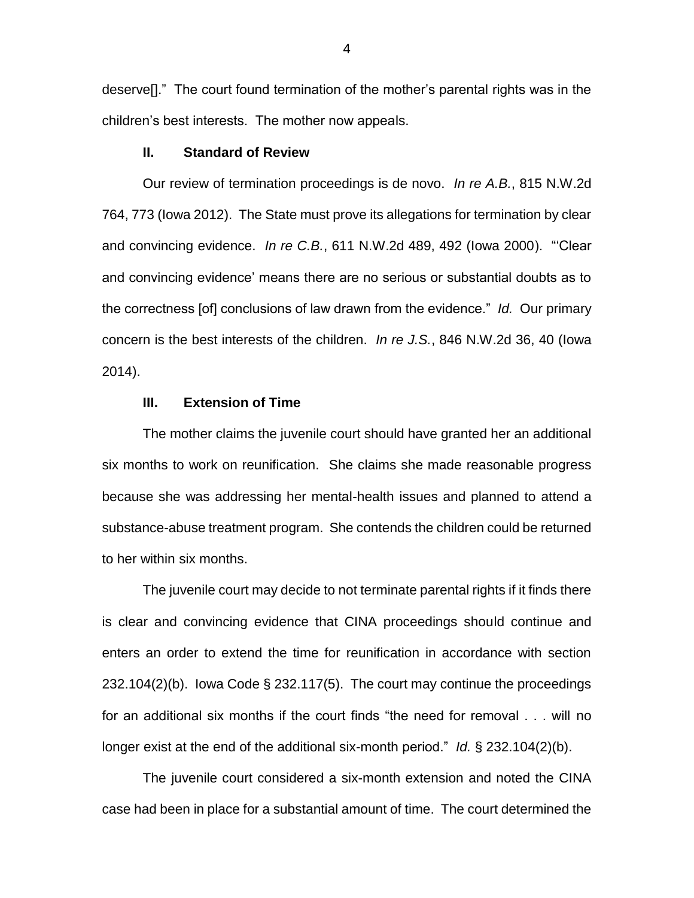deserve[]." The court found termination of the mother's parental rights was in the children's best interests. The mother now appeals.

## II. Standard of Review

Our review of termination proceedings is de novo. *In re A.B.*, 815 N.W.2d 764, 773 (Iowa 2012). The State must prove its allegations for termination by clear and convincing evidence. *In re C.B.*, 611 N.W.2d 489, 492 (Iowa 2000). "'Clear and convincing evidence' means there are no serious or substantial doubts as to the correctness [of] conclusions of law drawn from the evidence." *Id.* Our primary concern is the best interests of the children. *In re J.S.*, 846 N.W.2d 36, 40 (Iowa 2014).

## III. Extension of Time

The mother claims the juvenile court should have granted her an additional six months to work on reunification. She claims she made reasonable progress because she was addressing her mental-health issues and planned to attend a substance-abuse treatment program. She contends the children could be returned to her within six months.

The juvenile court may decide to not terminate parental rights if it finds there is clear and convincing evidence that CINA proceedings should continue and enters an order to extend the time for reunification in accordance with section 232.104(2)(b). Iowa Code § 232.117(5). The court may continue the proceedings for an additional six months if the court finds "the need for removal . . . will no longer exist at the end of the additional six-month period." *Id.* § 232.104(2)(b).

The juvenile court considered a six-month extension and noted the CINA case had been in place for a substantial amount of time. The court determined the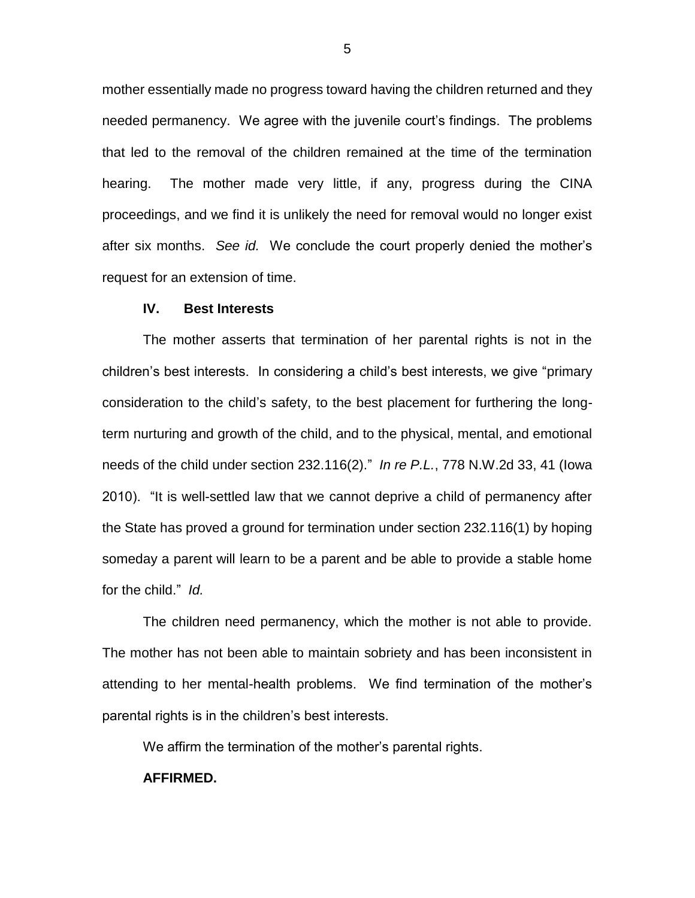mother essentially made no progress toward having the children returned and they needed permanency. We agree with the juvenile court's findings. The problems that led to the removal of the children remained at the time of the termination hearing. The mother made very little, if any, progress during the CINA proceedings, and we find it is unlikely the need for removal would no longer exist after six months. *See id.* We conclude the court properly denied the mother's request for an extension of time.

### IV. Best Interests

The mother asserts that termination of her parental rights is not in the children's best interests. In considering a child's best interests, we give "primary consideration to the child's safety, to the best placement for furthering the long-term nurturing and growth of the child, and to the physical, mental, and emotional needs of the child under section 232.116(2)." *In re P.L.*, 778 N.W.2d 33, 41 (Iowa 2010). "It is well-settled law that we cannot deprive a child of permanency after the State has proved a ground for termination under section 232.116(1) by hoping someday a parent will learn to be a parent and be able to provide a stable home for the child." *Id.*

The children need permanency, which the mother is not able to provide. The mother has not been able to maintain sobriety and has been inconsistent in attending to her mental-health problems. We find termination of the mother's parental rights is in the children's best interests.

We affirm the termination of the mother's parental rights.

**AFFIRMED.**